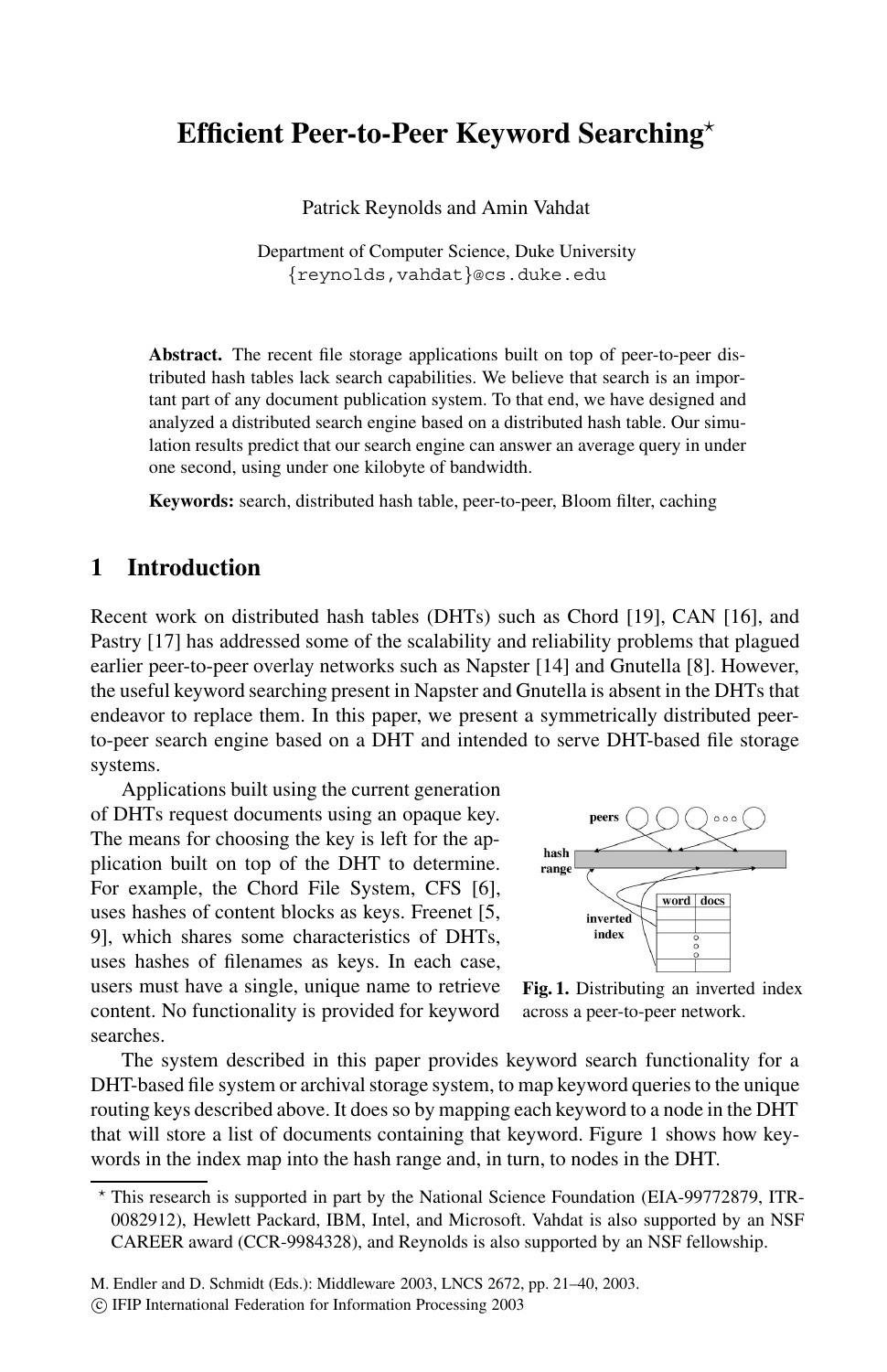# Efficient Peer-to-Peer Keyword Searching*

Patrick Reynolds and Amin Vahdat

Department of Computer Science, Duke University
{reynolds,vahdat}@cs.duke.edu

**Abstract.** The recent file storage applications built on top of peer-to-peer distributed hash tables lack search capabilities. We believe that search is an important part of any document publication system. To that end, we have designed and analyzed a distributed search engine based on a distributed hash table. Our simulation results predict that our search engine can answer an average query in under one second, using under one kilobyte of bandwidth.

**Keywords:** search, distributed hash table, peer-to-peer, Bloom filter, caching

## 1 Introduction

Recent work on distributed hash tables (DHTs) such as Chord [19], CAN [16], and Pastry [17] has addressed some of the scalability and reliability problems that plagued earlier peer-to-peer overlay networks such as Napster [14] and Gnutella [8]. However, the useful keyword searching present in Napster and Gnutella is absent in the DHTs that endeavor to replace them. In this paper, we present a symmetrically distributed peer-to-peer search engine based on a DHT and intended to serve DHT-based file storage systems.

Applications built using the current generation of DHTs request documents using an opaque key. The means for choosing the key is left for the application built on top of the DHT to determine. For example, the Chord File System, CFS [6], uses hashes of content blocks as keys. Freenet [5, 9], which shares some characteristics of DHTs, uses hashes of filenames as keys. In each case, users must have a single, unique name to retrieve content. No functionality is provided for keyword searches.

**Fig. 1.** Distributing an inverted index across a peer-to-peer network.

The system described in this paper provides keyword search functionality for a DHT-based file system or archival storage system, to map keyword queries to the unique routing keys described above. It does so by mapping each keyword to a node in the DHT that will store a list of documents containing that keyword. Figure 1 shows how keywords in the index map into the hash range and, in turn, to nodes in the DHT.

* This research is supported in part by the National Science Foundation (EIA-99772879, ITR-0082912), Hewlett Packard, IBM, Intel, and Microsoft. Vahdat is also supported by an NSF CAREER award (CCR-9984328), and Reynolds is also supported by an NSF fellowship.

M. Endler and D. Schmidt (Eds.): Middleware 2003, LNCS 2672, pp. 21–40, 2003.
© IFIP International Federation for Information Processing 2003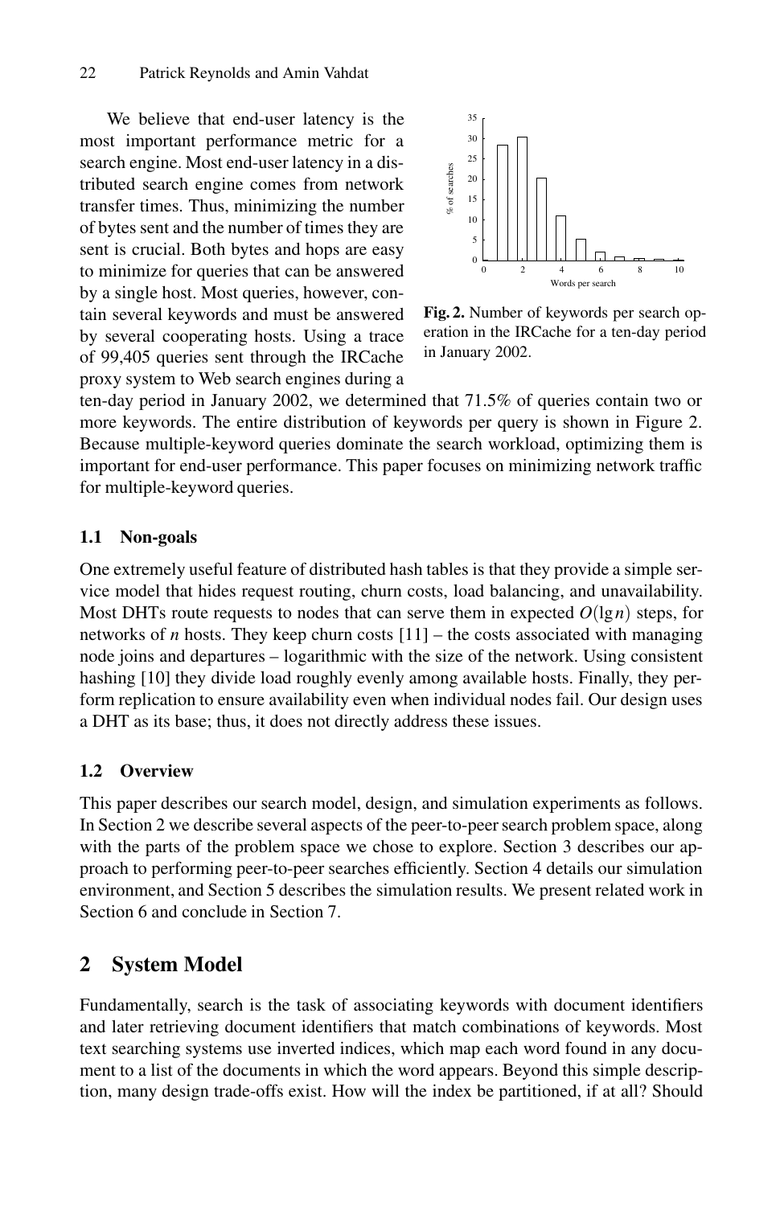We believe that end-user latency is the most important performance metric for a search engine. Most end-user latency in a distributed search engine comes from network transfer times. Thus, minimizing the number of bytes sent and the number of times they are sent is crucial. Both bytes and hops are easy to minimize for queries that can be answered by a single host. Most queries, however, contain several keywords and must be answered by several cooperating hosts. Using a trace of 99,405 queries sent through the IRCache proxy system to Web search engines during a ten-day period in January 2002, we determined that 71.5% of queries contain two or more keywords. The entire distribution of keywords per query is shown in Figure 2. Because multiple-keyword queries dominate the search workload, optimizing them is important for end-user performance. This paper focuses on minimizing network traffic for multiple-keyword queries.

**Fig. 2.** Number of keywords per search operation in the IRCache for a ten-day period in January 2002.

### 1.1 Non-goals

One extremely useful feature of distributed hash tables is that they provide a simple service model that hides request routing, churn costs, load balancing, and unavailability. Most DHTs route requests to nodes that can serve them in expected $O(\lg n)$ steps, for networks of $n$ hosts. They keep churn costs [11] – the costs associated with managing node joins and departures – logarithmic with the size of the network. Using consistent hashing [10] they divide load roughly evenly among available hosts. Finally, they perform replication to ensure availability even when individual nodes fail. Our design uses a DHT as its base; thus, it does not directly address these issues.

### 1.2 Overview

This paper describes our search model, design, and simulation experiments as follows. In Section 2 we describe several aspects of the peer-to-peer search problem space, along with the parts of the problem space we chose to explore. Section 3 describes our approach to performing peer-to-peer searches efficiently. Section 4 details our simulation environment, and Section 5 describes the simulation results. We present related work in Section 6 and conclude in Section 7.

## 2 System Model

Fundamentally, search is the task of associating keywords with document identifiers and later retrieving document identifiers that match combinations of keywords. Most text searching systems use inverted indices, which map each word found in any document to a list of the documents in which the word appears. Beyond this simple description, many design trade-offs exist. How will the index be partitioned, if at all? Should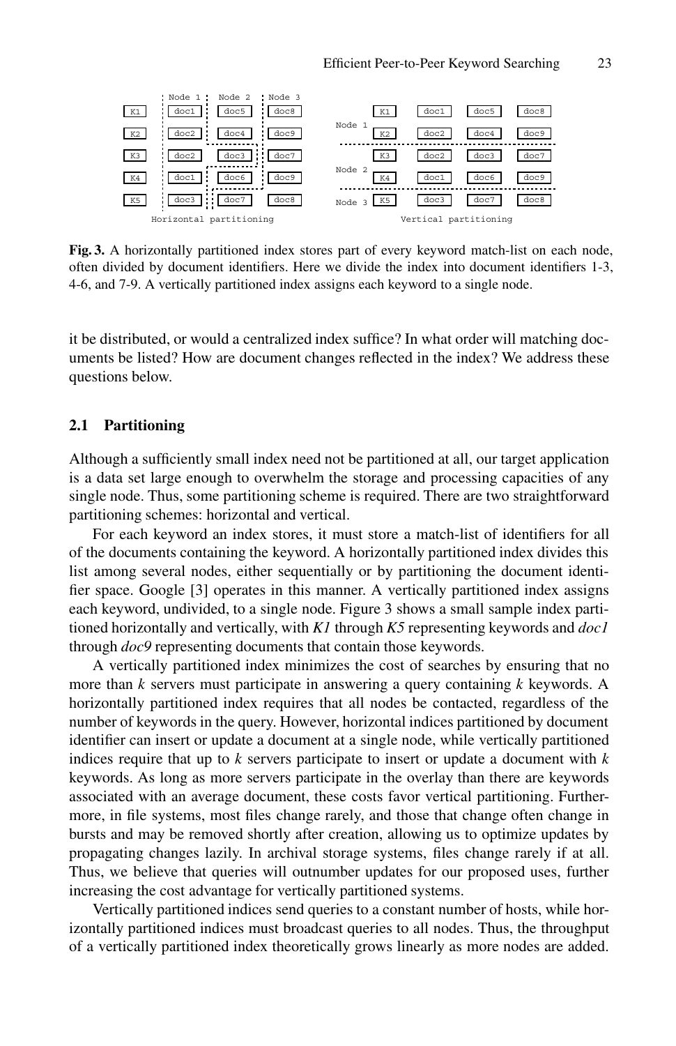| | Node 1 | Node 2 | Node 3 |
|---|---|---|---|
| K1 | doc1 | doc5 | doc8 |
| K2 | doc2 | doc4 | doc9 |
| K3 | doc2 | doc3 | doc7 |
| K4 | doc1 | doc6 | doc9 |
| K5 | doc3 | doc7 | doc8 |

Horizontal partitioning

| | | | | |
|---|---|---|---|---|
| Node 1 | K1 | doc1 | doc5 | doc8 |
| | K2 | doc2 | doc4 | doc9 |
| Node 2 | K3 | doc2 | doc3 | doc7 |
| | K4 | doc1 | doc6 | doc9 |
| Node 3 | K5 | doc3 | doc7 | doc8 |

Vertical partitioning

**Fig. 3.** A horizontally partitioned index stores part of every keyword match-list on each node, often divided by document identifiers. Here we divide the index into document identifiers 1-3, 4-6, and 7-9. A vertically partitioned index assigns each keyword to a single node.

it be distributed, or would a centralized index suffice? In what order will matching documents be listed? How are document changes reflected in the index? We address these questions below.

### 2.1 Partitioning

Although a sufficiently small index need not be partitioned at all, our target application is a data set large enough to overwhelm the storage and processing capacities of any single node. Thus, some partitioning scheme is required. There are two straightforward partitioning schemes: horizontal and vertical.

For each keyword an index stores, it must store a match-list of identifiers for all of the documents containing the keyword. A horizontally partitioned index divides this list among several nodes, either sequentially or by partitioning the document identifier space. Google [3] operates in this manner. A vertically partitioned index assigns each keyword, undivided, to a single node. Figure 3 shows a small sample index partitioned horizontally and vertically, with *K1* through *K5* representing keywords and *doc1* through *doc9* representing documents that contain those keywords.

A vertically partitioned index minimizes the cost of searches by ensuring that no more than $k$ servers must participate in answering a query containing $k$ keywords. A horizontally partitioned index requires that all nodes be contacted, regardless of the number of keywords in the query. However, horizontal indices partitioned by document identifier can insert or update a document at a single node, while vertically partitioned indices require that up to $k$ servers participate to insert or update a document with $k$ keywords. As long as more servers participate in the overlay than there are keywords associated with an average document, these costs favor vertical partitioning. Furthermore, in file systems, most files change rarely, and those that change often change in bursts and may be removed shortly after creation, allowing us to optimize updates by propagating changes lazily. In archival storage systems, files change rarely if at all. Thus, we believe that queries will outnumber updates for our proposed uses, further increasing the cost advantage for vertically partitioned systems.

Vertically partitioned indices send queries to a constant number of hosts, while horizontally partitioned indices must broadcast queries to all nodes. Thus, the throughput of a vertically partitioned index theoretically grows linearly as more nodes are added.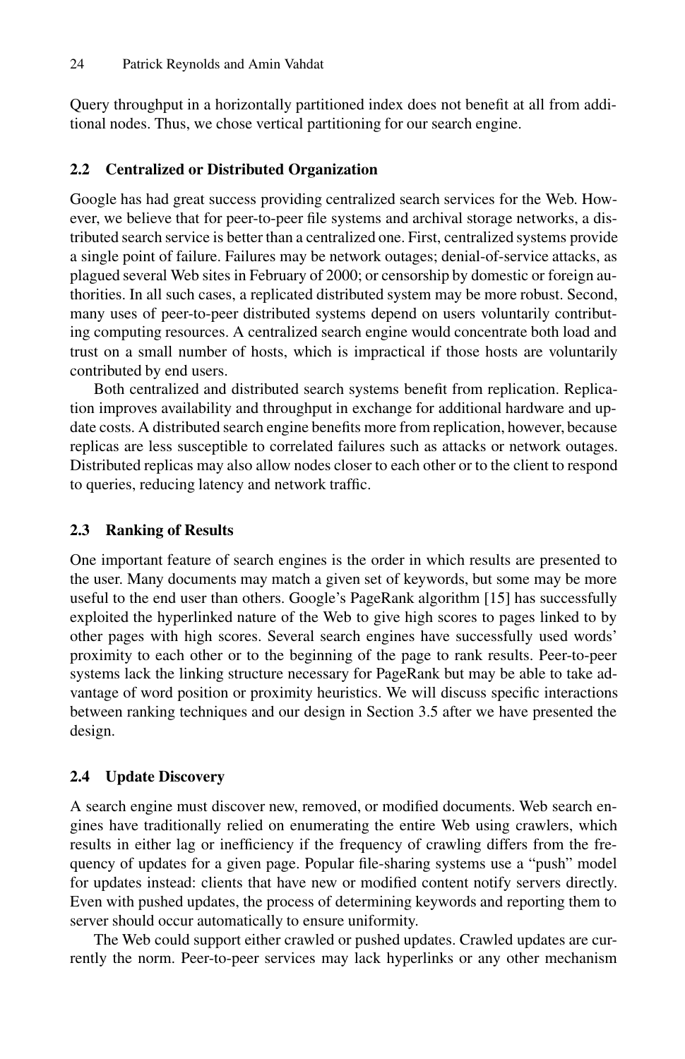Query throughput in a horizontally partitioned index does not benefit at all from additional nodes. Thus, we chose vertical partitioning for our search engine.

### 2.2 Centralized or Distributed Organization

Google has had great success providing centralized search services for the Web. However, we believe that for peer-to-peer file systems and archival storage networks, a distributed search service is better than a centralized one. First, centralized systems provide a single point of failure. Failures may be network outages; denial-of-service attacks, as plagued several Web sites in February of 2000; or censorship by domestic or foreign authorities. In all such cases, a replicated distributed system may be more robust. Second, many uses of peer-to-peer distributed systems depend on users voluntarily contributing computing resources. A centralized search engine would concentrate both load and trust on a small number of hosts, which is impractical if those hosts are voluntarily contributed by end users.

Both centralized and distributed search systems benefit from replication. Replication improves availability and throughput in exchange for additional hardware and update costs. A distributed search engine benefits more from replication, however, because replicas are less susceptible to correlated failures such as attacks or network outages. Distributed replicas may also allow nodes closer to each other or to the client to respond to queries, reducing latency and network traffic.

### 2.3 Ranking of Results

One important feature of search engines is the order in which results are presented to the user. Many documents may match a given set of keywords, but some may be more useful to the end user than others. Google's PageRank algorithm [15] has successfully exploited the hyperlinked nature of the Web to give high scores to pages linked to by other pages with high scores. Several search engines have successfully used words' proximity to each other or to the beginning of the page to rank results. Peer-to-peer systems lack the linking structure necessary for PageRank but may be able to take advantage of word position or proximity heuristics. We will discuss specific interactions between ranking techniques and our design in Section 3.5 after we have presented the design.

### 2.4 Update Discovery

A search engine must discover new, removed, or modified documents. Web search engines have traditionally relied on enumerating the entire Web using crawlers, which results in either lag or inefficiency if the frequency of crawling differs from the frequency of updates for a given page. Popular file-sharing systems use a "push" model for updates instead: clients that have new or modified content notify servers directly. Even with pushed updates, the process of determining keywords and reporting them to server should occur automatically to ensure uniformity.

The Web could support either crawled or pushed updates. Crawled updates are currently the norm. Peer-to-peer services may lack hyperlinks or any other mechanism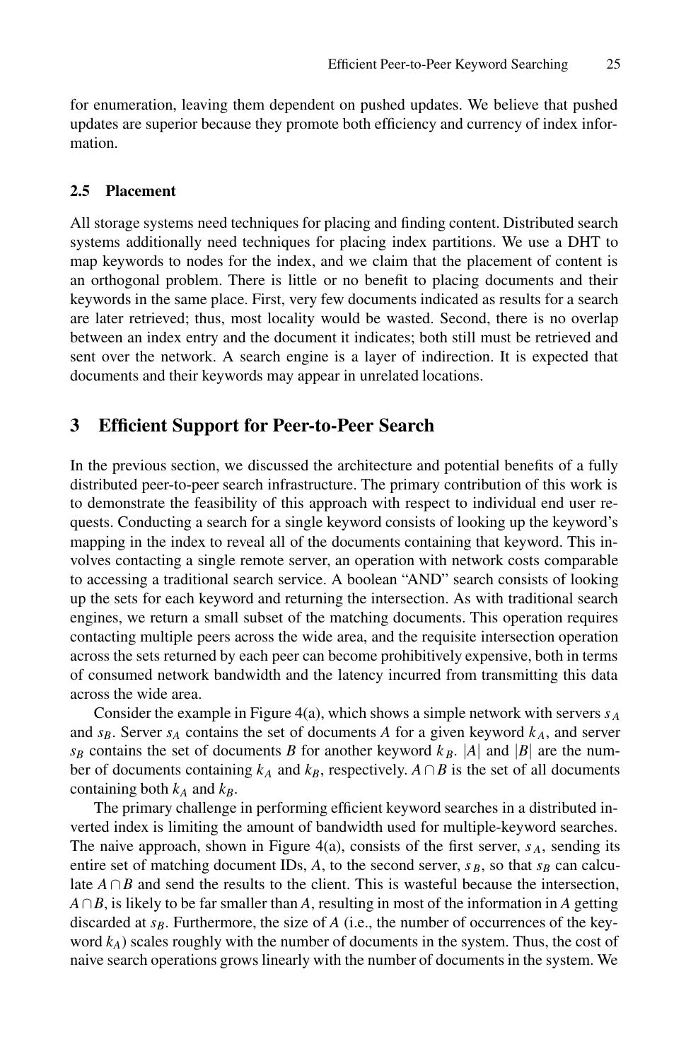for enumeration, leaving them dependent on pushed updates. We believe that pushed updates are superior because they promote both efficiency and currency of index information.

### 2.5 Placement

All storage systems need techniques for placing and finding content. Distributed search systems additionally need techniques for placing index partitions. We use a DHT to map keywords to nodes for the index, and we claim that the placement of content is an orthogonal problem. There is little or no benefit to placing documents and their keywords in the same place. First, very few documents indicated as results for a search are later retrieved; thus, most locality would be wasted. Second, there is no overlap between an index entry and the document it indicates; both still must be retrieved and sent over the network. A search engine is a layer of indirection. It is expected that documents and their keywords may appear in unrelated locations.

## 3 Efficient Support for Peer-to-Peer Search

In the previous section, we discussed the architecture and potential benefits of a fully distributed peer-to-peer search infrastructure. The primary contribution of this work is to demonstrate the feasibility of this approach with respect to individual end user requests. Conducting a search for a single keyword consists of looking up the keyword's mapping in the index to reveal all of the documents containing that keyword. This involves contacting a single remote server, an operation with network costs comparable to accessing a traditional search service. A boolean "AND" search consists of looking up the sets for each keyword and returning the intersection. As with traditional search engines, we return a small subset of the matching documents. This operation requires contacting multiple peers across the wide area, and the requisite intersection operation across the sets returned by each peer can become prohibitively expensive, both in terms of consumed network bandwidth and the latency incurred from transmitting this data across the wide area.

Consider the example in Figure 4(a), which shows a simple network with servers $s_A$ and $s_B$. Server $s_A$ contains the set of documents $A$ for a given keyword $k_A$, and server $s_B$ contains the set of documents $B$ for another keyword $k_B$. $|A|$ and $|B|$ are the number of documents containing $k_A$ and $k_B$, respectively. $A \cap B$ is the set of all documents containing both $k_A$ and $k_B$.

The primary challenge in performing efficient keyword searches in a distributed inverted index is limiting the amount of bandwidth used for multiple-keyword searches. The naive approach, shown in Figure 4(a), consists of the first server, $s_A$, sending its entire set of matching document IDs, $A$, to the second server, $s_B$, so that $s_B$ can calculate $A \cap B$ and send the results to the client. This is wasteful because the intersection, $A \cap B$, is likely to be far smaller than $A$, resulting in most of the information in $A$ getting discarded at $s_B$. Furthermore, the size of $A$ (i.e., the number of occurrences of the keyword $k_A$) scales roughly with the number of documents in the system. Thus, the cost of naive search operations grows linearly with the number of documents in the system. We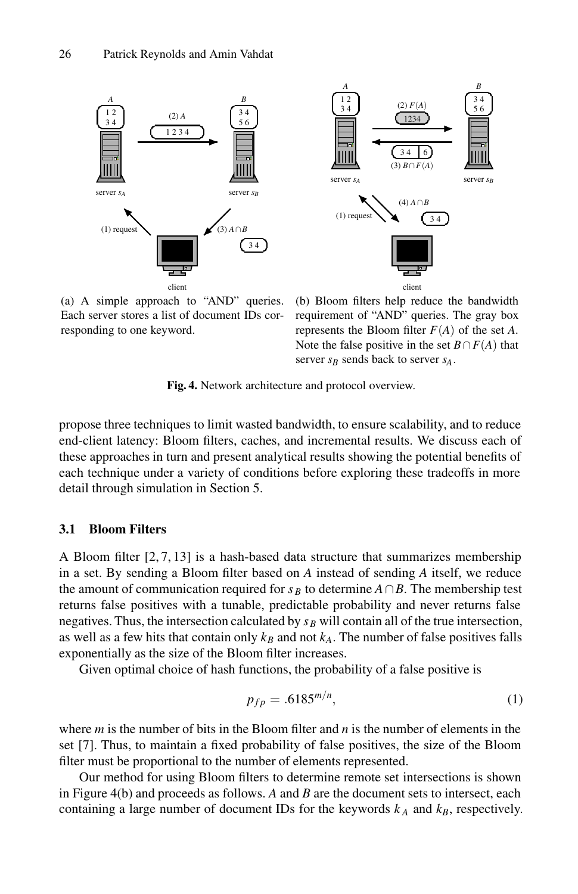(a) A simple approach to "AND" queries. Each server stores a list of document IDs corresponding to one keyword.

(b) Bloom filters help reduce the bandwidth requirement of "AND" queries. The gray box represents the Bloom filter $F(A)$ of the set $A$. Note the false positive in the set $B \cap F(A)$ that server $s_B$ sends back to server $s_A$.

**Fig. 4.** Network architecture and protocol overview.

propose three techniques to limit wasted bandwidth, to ensure scalability, and to reduce end-client latency: Bloom filters, caches, and incremental results. We discuss each of these approaches in turn and present analytical results showing the potential benefits of each technique under a variety of conditions before exploring these tradeoffs in more detail through simulation in Section 5.

### 3.1 Bloom Filters

A Bloom filter [2, 7, 13] is a hash-based data structure that summarizes membership in a set. By sending a Bloom filter based on $A$ instead of sending $A$ itself, we reduce the amount of communication required for $s_B$ to determine $A \cap B$. The membership test returns false positives with a tunable, predictable probability and never returns false negatives. Thus, the intersection calculated by $s_B$ will contain all of the true intersection, as well as a few hits that contain only $k_B$ and not $k_A$. The number of false positives falls exponentially as the size of the Bloom filter increases.

Given optimal choice of hash functions, the probability of a false positive is

$$p_{fp} = .6185^{m/n}, \tag{1}$$

where $m$ is the number of bits in the Bloom filter and $n$ is the number of elements in the set [7]. Thus, to maintain a fixed probability of false positives, the size of the Bloom filter must be proportional to the number of elements represented.

Our method for using Bloom filters to determine remote set intersections is shown in Figure 4(b) and proceeds as follows. $A$ and $B$ are the document sets to intersect, each containing a large number of document IDs for the keywords $k_A$ and $k_B$, respectively.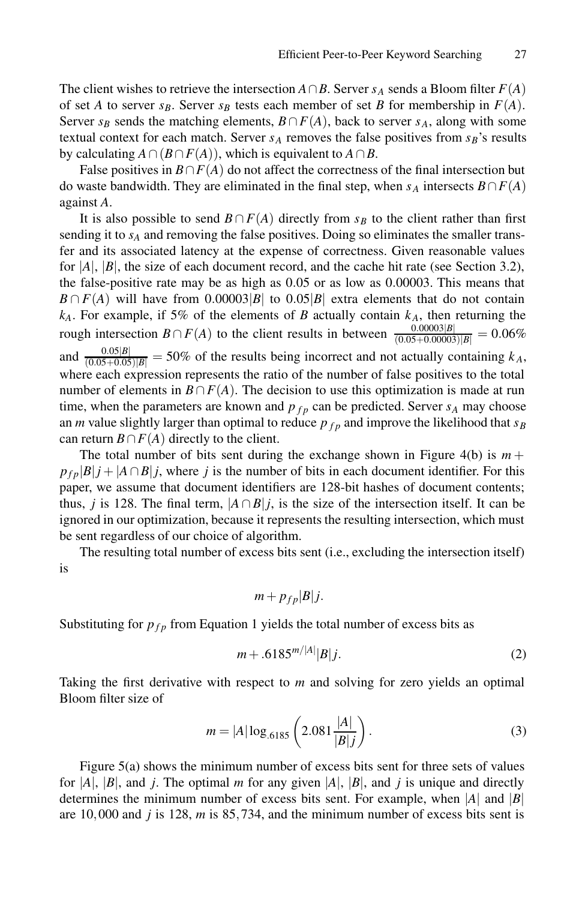The client wishes to retrieve the intersection $A \cap B$. Server $s_A$ sends a Bloom filter $F(A)$ of set $A$ to server $s_B$. Server $s_B$ tests each member of set $B$ for membership in $F(A)$. Server $s_B$ sends the matching elements, $B \cap F(A)$, back to server $s_A$, along with some textual context for each match. Server $s_A$ removes the false positives from $s_B$'s results by calculating $A \cap (B \cap F(A))$, which is equivalent to $A \cap B$.

False positives in $B \cap F(A)$ do not affect the correctness of the final intersection but do waste bandwidth. They are eliminated in the final step, when $s_A$ intersects $B \cap F(A)$ against $A$.

It is also possible to send $B \cap F(A)$ directly from $s_B$ to the client rather than first sending it to $s_A$ and removing the false positives. Doing so eliminates the smaller transfer and its associated latency at the expense of correctness. Given reasonable values for $|A|$, $|B|$, the size of each document record, and the cache hit rate (see Section 3.2), the false-positive rate may be as high as 0.05 or as low as 0.00003. This means that $B \cap F(A)$ will have from $0.00003|B|$ to $0.05|B|$ extra elements that do not contain $k_A$. For example, if 5% of the elements of $B$ actually contain $k_A$, then returning the rough intersection $B \cap F(A)$ to the client results in between $\frac{0.00003|B|}{(0.05+0.00003)|B|} = 0.06\%$ and $\frac{0.05|B|}{(0.05+0.05)|B|} = 50\%$ of the results being incorrect and not actually containing $k_A$, where each expression represents the ratio of the number of false positives to the total number of elements in $B \cap F(A)$. The decision to use this optimization is made at run time, when the parameters are known and $p_{fp}$ can be predicted. Server $s_A$ may choose an $m$ value slightly larger than optimal to reduce $p_{fp}$ and improve the likelihood that $s_B$ can return $B \cap F(A)$ directly to the client.

The total number of bits sent during the exchange shown in Figure 4(b) is $m + p_{fp}|B|j + |A \cap B|j$, where $j$ is the number of bits in each document identifier. For this paper, we assume that document identifiers are 128-bit hashes of document contents; thus, $j$ is 128. The final term, $|A \cap B|j$, is the size of the intersection itself. It can be ignored in our optimization, because it represents the resulting intersection, which must be sent regardless of our choice of algorithm.

The resulting total number of excess bits sent (i.e., excluding the intersection itself) is

$$m + p_{fp}|B|j.$$

Substituting for $p_{fp}$ from Equation 1 yields the total number of excess bits as

$$m + .6185^{m/|A|}|B|j. \tag{2}$$

Taking the first derivative with respect to $m$ and solving for zero yields an optimal Bloom filter size of

$$m = |A| \log_{.6185}\left(2.081 \frac{|A|}{|B|j}\right). \tag{3}$$

Figure 5(a) shows the minimum number of excess bits sent for three sets of values for $|A|$, $|B|$, and $j$. The optimal $m$ for any given $|A|$, $|B|$, and $j$ is unique and directly determines the minimum number of excess bits sent. For example, when $|A|$ and $|B|$ are 10,000 and $j$ is 128, $m$ is 85,734, and the minimum number of excess bits sent is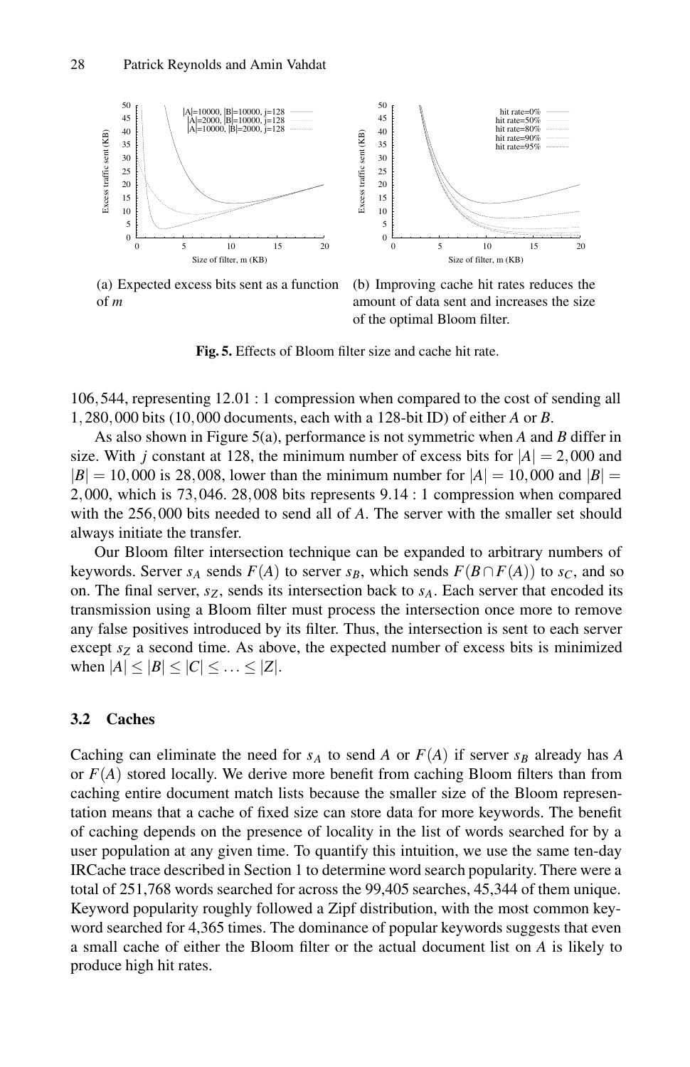(a) Expected excess bits sent as a function of $m$

(b) Improving cache hit rates reduces the amount of data sent and increases the size of the optimal Bloom filter.

**Fig. 5.** Effects of Bloom filter size and cache hit rate.

$106,544$, representing $12.01:1$ compression when compared to the cost of sending all $1,280,000$ bits ($10,000$ documents, each with a 128-bit ID) of either $A$ or $B$.

As also shown in Figure 5(a), performance is not symmetric when $A$ and $B$ differ in size. With $j$ constant at 128, the minimum number of excess bits for $|A| = 2,000$ and $|B| = 10,000$ is $28,008$, lower than the minimum number for $|A| = 10,000$ and $|B| = 2,000$, which is $73,046$. $28,008$ bits represents $9.14:1$ compression when compared with the $256,000$ bits needed to send all of $A$. The server with the smaller set should always initiate the transfer.

Our Bloom filter intersection technique can be expanded to arbitrary numbers of keywords. Server $s_A$ sends $F(A)$ to server $s_B$, which sends $F(B \cap F(A))$ to $s_C$, and so on. The final server, $s_Z$, sends its intersection back to $s_A$. Each server that encoded its transmission using a Bloom filter must process the intersection once more to remove any false positives introduced by its filter. Thus, the intersection is sent to each server except $s_Z$ a second time. As above, the expected number of excess bits is minimized when $|A| \leq |B| \leq |C| \leq \ldots \leq |Z|$.

### 3.2 Caches

Caching can eliminate the need for $s_A$ to send $A$ or $F(A)$ if server $s_B$ already has $A$ or $F(A)$ stored locally. We derive more benefit from caching Bloom filters than from caching entire document match lists because the smaller size of the Bloom representation means that a cache of fixed size can store data for more keywords. The benefit of caching depends on the presence of locality in the list of words searched for by a user population at any given time. To quantify this intuition, we use the same ten-day IRCache trace described in Section 1 to determine word search popularity. There were a total of 251,768 words searched for across the 99,405 searches, 45,344 of them unique. Keyword popularity roughly followed a Zipf distribution, with the most common keyword searched for 4,365 times. The dominance of popular keywords suggests that even a small cache of either the Bloom filter or the actual document list on $A$ is likely to produce high hit rates.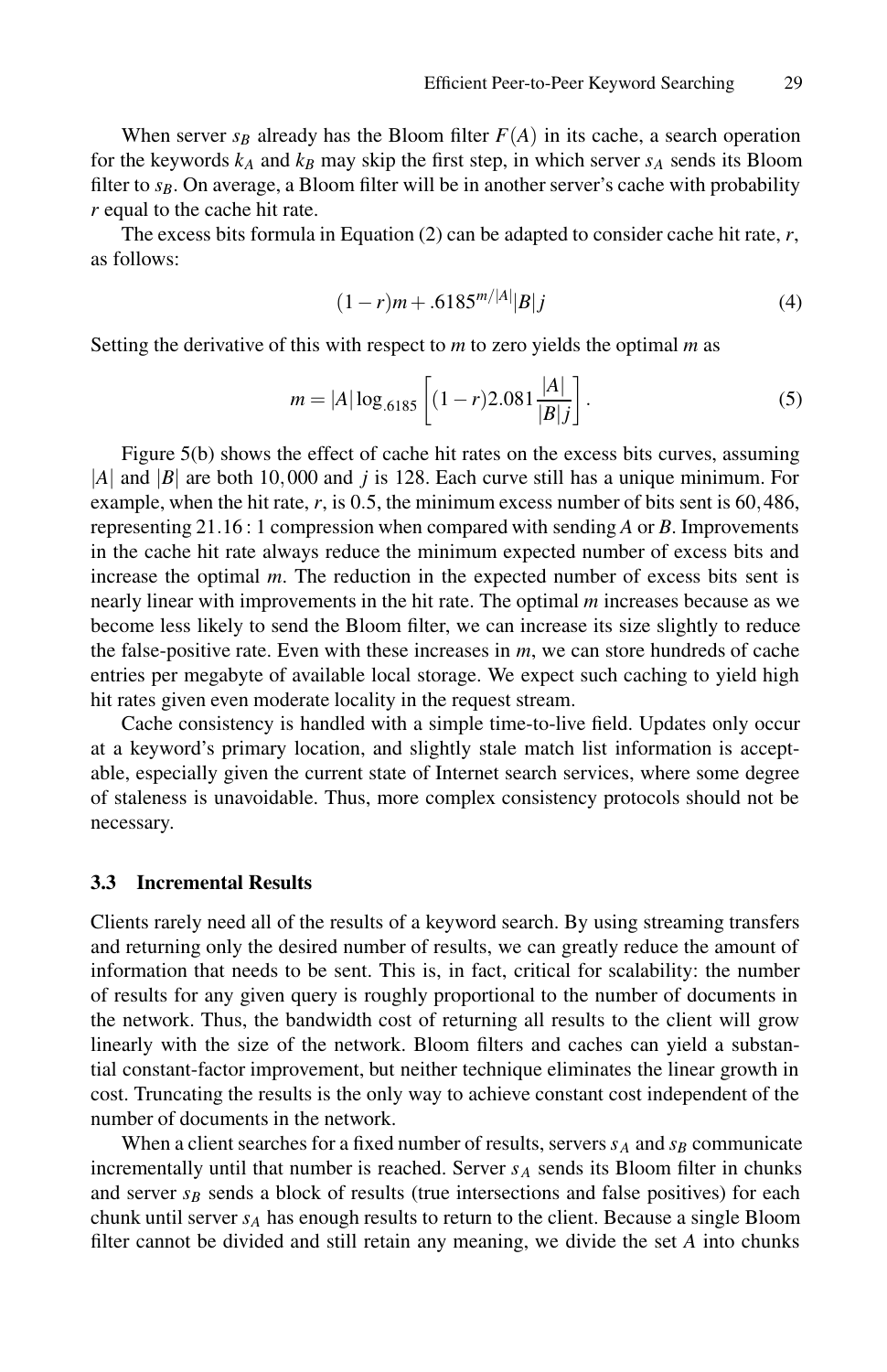When server $s_B$ already has the Bloom filter $F(A)$ in its cache, a search operation for the keywords $k_A$ and $k_B$ may skip the first step, in which server $s_A$ sends its Bloom filter to $s_B$. On average, a Bloom filter will be in another server's cache with probability $r$ equal to the cache hit rate.

The excess bits formula in Equation (2) can be adapted to consider cache hit rate, $r$, as follows:

$$(1-r)m + .6185^{m/|A|}|B|j \tag{4}$$

Setting the derivative of this with respect to $m$ to zero yields the optimal $m$ as

$$m = |A| \log_{.6185}\left[(1-r)2.081\frac{|A|}{|B|j}\right]. \tag{5}$$

Figure 5(b) shows the effect of cache hit rates on the excess bits curves, assuming $|A|$ and $|B|$ are both 10,000 and $j$ is 128. Each curve still has a unique minimum. For example, when the hit rate, $r$, is 0.5, the minimum excess number of bits sent is 60,486, representing 21.16 : 1 compression when compared with sending $A$ or $B$. Improvements in the cache hit rate always reduce the minimum expected number of excess bits and increase the optimal $m$. The reduction in the expected number of excess bits sent is nearly linear with improvements in the hit rate. The optimal $m$ increases because as we become less likely to send the Bloom filter, we can increase its size slightly to reduce the false-positive rate. Even with these increases in $m$, we can store hundreds of cache entries per megabyte of available local storage. We expect such caching to yield high hit rates given even moderate locality in the request stream.

Cache consistency is handled with a simple time-to-live field. Updates only occur at a keyword's primary location, and slightly stale match list information is acceptable, especially given the current state of Internet search services, where some degree of staleness is unavoidable. Thus, more complex consistency protocols should not be necessary.

### 3.3 Incremental Results

Clients rarely need all of the results of a keyword search. By using streaming transfers and returning only the desired number of results, we can greatly reduce the amount of information that needs to be sent. This is, in fact, critical for scalability: the number of results for any given query is roughly proportional to the number of documents in the network. Thus, the bandwidth cost of returning all results to the client will grow linearly with the size of the network. Bloom filters and caches can yield a substantial constant-factor improvement, but neither technique eliminates the linear growth in cost. Truncating the results is the only way to achieve constant cost independent of the number of documents in the network.

When a client searches for a fixed number of results, servers $s_A$ and $s_B$ communicate incrementally until that number is reached. Server $s_A$ sends its Bloom filter in chunks and server $s_B$ sends a block of results (true intersections and false positives) for each chunk until server $s_A$ has enough results to return to the client. Because a single Bloom filter cannot be divided and still retain any meaning, we divide the set $A$ into chunks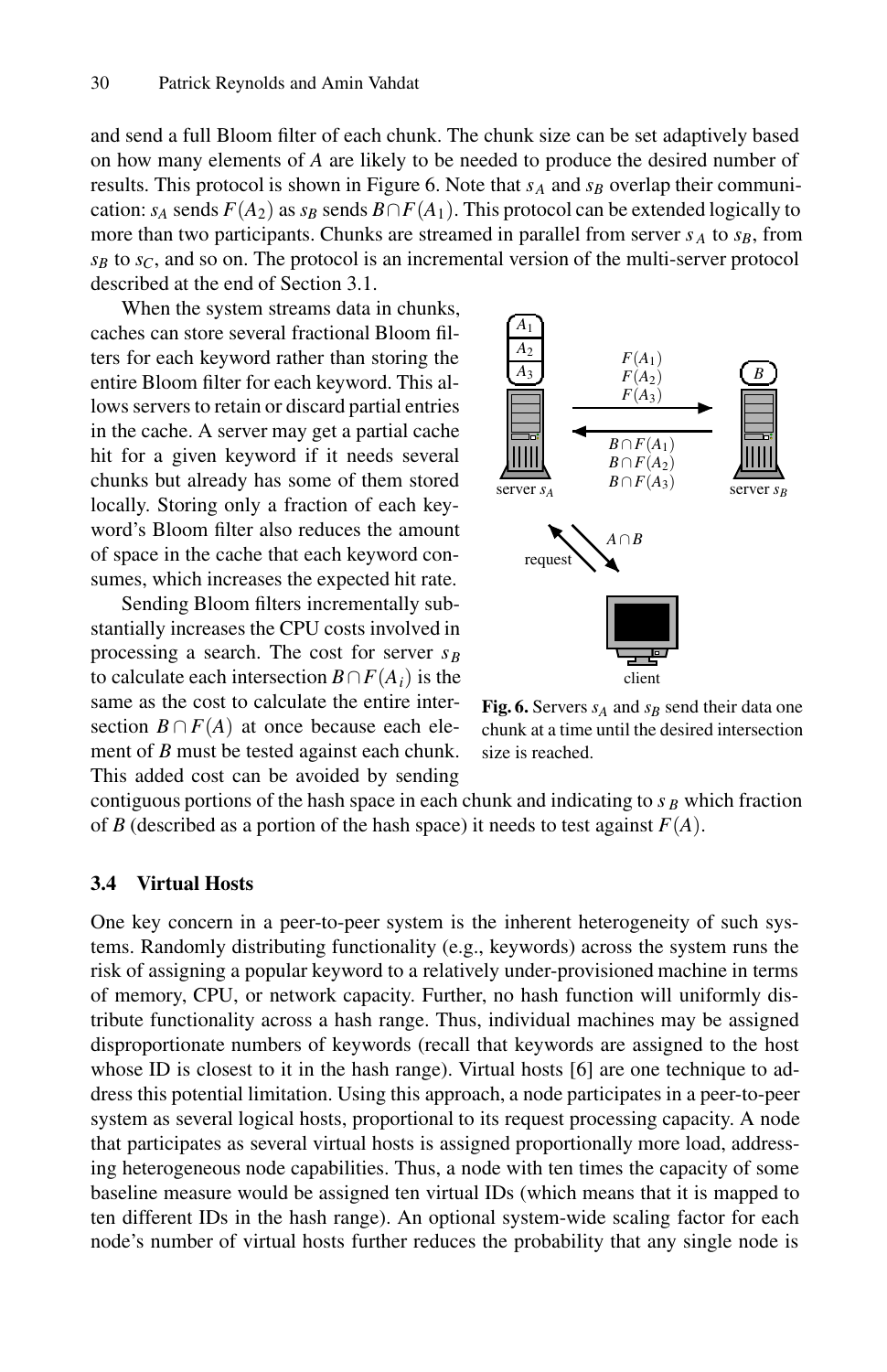and send a full Bloom filter of each chunk. The chunk size can be set adaptively based on how many elements of $A$ are likely to be needed to produce the desired number of results. This protocol is shown in Figure 6. Note that $s_A$ and $s_B$ overlap their communication: $s_A$ sends $F(A_2)$ as $s_B$ sends $B \cap F(A_1)$. This protocol can be extended logically to more than two participants. Chunks are streamed in parallel from server $s_A$ to $s_B$, from $s_B$ to $s_C$, and so on. The protocol is an incremental version of the multi-server protocol described at the end of Section 3.1.

When the system streams data in chunks, caches can store several fractional Bloom filters for each keyword rather than storing the entire Bloom filter for each keyword. This allows servers to retain or discard partial entries in the cache. A server may get a partial cache hit for a given keyword if it needs several chunks but already has some of them stored locally. Storing only a fraction of each keyword's Bloom filter also reduces the amount of space in the cache that each keyword consumes, which increases the expected hit rate.

**Fig. 6.** Servers $s_A$ and $s_B$ send their data one chunk at a time until the desired intersection size is reached.

Sending Bloom filters incrementally substantially increases the CPU costs involved in processing a search. The cost for server $s_B$ to calculate each intersection $B \cap F(A_i)$ is the same as the cost to calculate the entire intersection $B \cap F(A)$ at once because each element of $B$ must be tested against each chunk. This added cost can be avoided by sending contiguous portions of the hash space in each chunk and indicating to $s_B$ which fraction of $B$ (described as a portion of the hash space) it needs to test against $F(A)$.

### 3.4 Virtual Hosts

One key concern in a peer-to-peer system is the inherent heterogeneity of such systems. Randomly distributing functionality (e.g., keywords) across the system runs the risk of assigning a popular keyword to a relatively under-provisioned machine in terms of memory, CPU, or network capacity. Further, no hash function will uniformly distribute functionality across a hash range. Thus, individual machines may be assigned disproportionate numbers of keywords (recall that keywords are assigned to the host whose ID is closest to it in the hash range). Virtual hosts [6] are one technique to address this potential limitation. Using this approach, a node participates in a peer-to-peer system as several logical hosts, proportional to its request processing capacity. A node that participates as several virtual hosts is assigned proportionally more load, addressing heterogeneous node capabilities. Thus, a node with ten times the capacity of some baseline measure would be assigned ten virtual IDs (which means that it is mapped to ten different IDs in the hash range). An optional system-wide scaling factor for each node's number of virtual hosts further reduces the probability that any single node is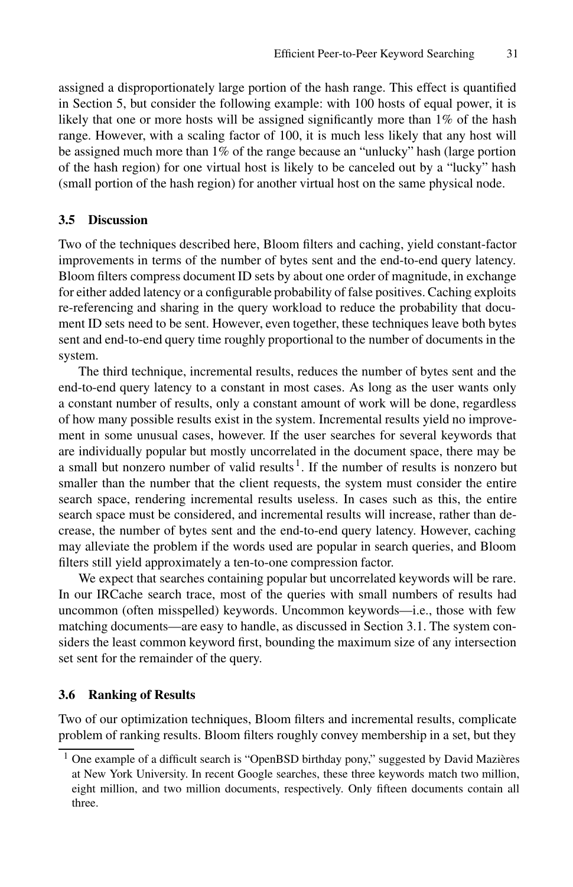assigned a disproportionately large portion of the hash range. This effect is quantified in Section 5, but consider the following example: with 100 hosts of equal power, it is likely that one or more hosts will be assigned significantly more than 1% of the hash range. However, with a scaling factor of 100, it is much less likely that any host will be assigned much more than 1% of the range because an "unlucky" hash (large portion of the hash region) for one virtual host is likely to be canceled out by a "lucky" hash (small portion of the hash region) for another virtual host on the same physical node.

### 3.5 Discussion

Two of the techniques described here, Bloom filters and caching, yield constant-factor improvements in terms of the number of bytes sent and the end-to-end query latency. Bloom filters compress document ID sets by about one order of magnitude, in exchange for either added latency or a configurable probability of false positives. Caching exploits re-referencing and sharing in the query workload to reduce the probability that document ID sets need to be sent. However, even together, these techniques leave both bytes sent and end-to-end query time roughly proportional to the number of documents in the system.

The third technique, incremental results, reduces the number of bytes sent and the end-to-end query latency to a constant in most cases. As long as the user wants only a constant number of results, only a constant amount of work will be done, regardless of how many possible results exist in the system. Incremental results yield no improvement in some unusual cases, however. If the user searches for several keywords that are individually popular but mostly uncorrelated in the document space, there may be a small but nonzero number of valid results[1]. If the number of results is nonzero but smaller than the number that the client requests, the system must consider the entire search space, rendering incremental results useless. In cases such as this, the entire search space must be considered, and incremental results will increase, rather than decrease, the number of bytes sent and the end-to-end query latency. However, caching may alleviate the problem if the words used are popular in search queries, and Bloom filters still yield approximately a ten-to-one compression factor.

We expect that searches containing popular but uncorrelated keywords will be rare. In our IRCache search trace, most of the queries with small numbers of results had uncommon (often misspelled) keywords. Uncommon keywords—i.e., those with few matching documents—are easy to handle, as discussed in Section 3.1. The system considers the least common keyword first, bounding the maximum size of any intersection set sent for the remainder of the query.

### 3.6 Ranking of Results

Two of our optimization techniques, Bloom filters and incremental results, complicate problem of ranking results. Bloom filters roughly convey membership in a set, but they

[1] One example of a difficult search is "OpenBSD birthday pony," suggested by David Mazières at New York University. In recent Google searches, these three keywords match two million, eight million, and two million documents, respectively. Only fifteen documents contain all three.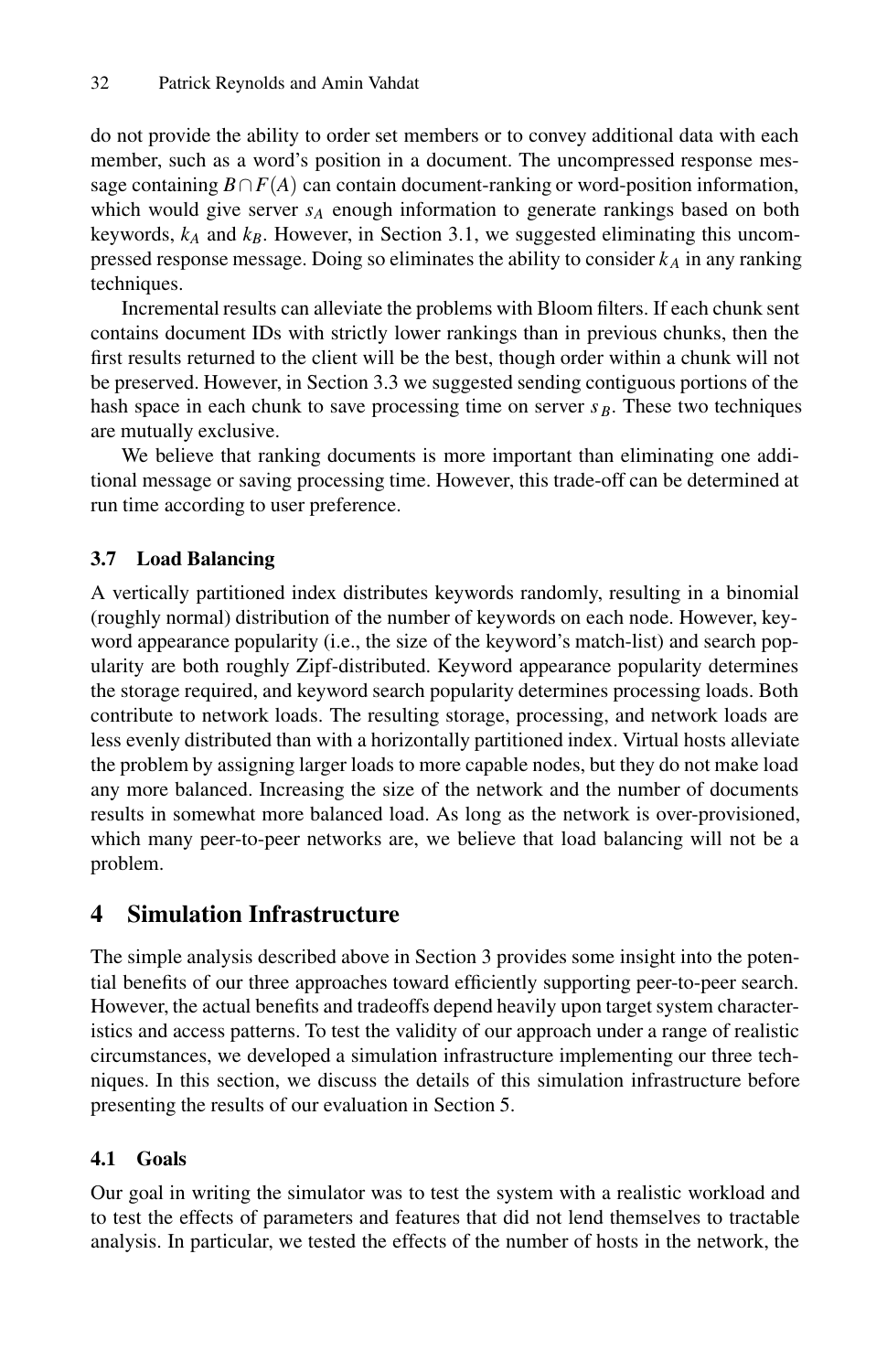do not provide the ability to order set members or to convey additional data with each member, such as a word's position in a document. The uncompressed response message containing $B \cap F(A)$ can contain document-ranking or word-position information, which would give server $s_A$ enough information to generate rankings based on both keywords, $k_A$ and $k_B$. However, in Section 3.1, we suggested eliminating this uncompressed response message. Doing so eliminates the ability to consider $k_A$ in any ranking techniques.

Incremental results can alleviate the problems with Bloom filters. If each chunk sent contains document IDs with strictly lower rankings than in previous chunks, then the first results returned to the client will be the best, though order within a chunk will not be preserved. However, in Section 3.3 we suggested sending contiguous portions of the hash space in each chunk to save processing time on server $s_B$. These two techniques are mutually exclusive.

We believe that ranking documents is more important than eliminating one additional message or saving processing time. However, this trade-off can be determined at run time according to user preference.

### 3.7 Load Balancing

A vertically partitioned index distributes keywords randomly, resulting in a binomial (roughly normal) distribution of the number of keywords on each node. However, keyword appearance popularity (i.e., the size of the keyword's match-list) and search popularity are both roughly Zipf-distributed. Keyword appearance popularity determines the storage required, and keyword search popularity determines processing loads. Both contribute to network loads. The resulting storage, processing, and network loads are less evenly distributed than with a horizontally partitioned index. Virtual hosts alleviate the problem by assigning larger loads to more capable nodes, but they do not make load any more balanced. Increasing the size of the network and the number of documents results in somewhat more balanced load. As long as the network is over-provisioned, which many peer-to-peer networks are, we believe that load balancing will not be a problem.

## 4 Simulation Infrastructure

The simple analysis described above in Section 3 provides some insight into the potential benefits of our three approaches toward efficiently supporting peer-to-peer search. However, the actual benefits and tradeoffs depend heavily upon target system characteristics and access patterns. To test the validity of our approach under a range of realistic circumstances, we developed a simulation infrastructure implementing our three techniques. In this section, we discuss the details of this simulation infrastructure before presenting the results of our evaluation in Section 5.

### 4.1 Goals

Our goal in writing the simulator was to test the system with a realistic workload and to test the effects of parameters and features that did not lend themselves to tractable analysis. In particular, we tested the effects of the number of hosts in the network, the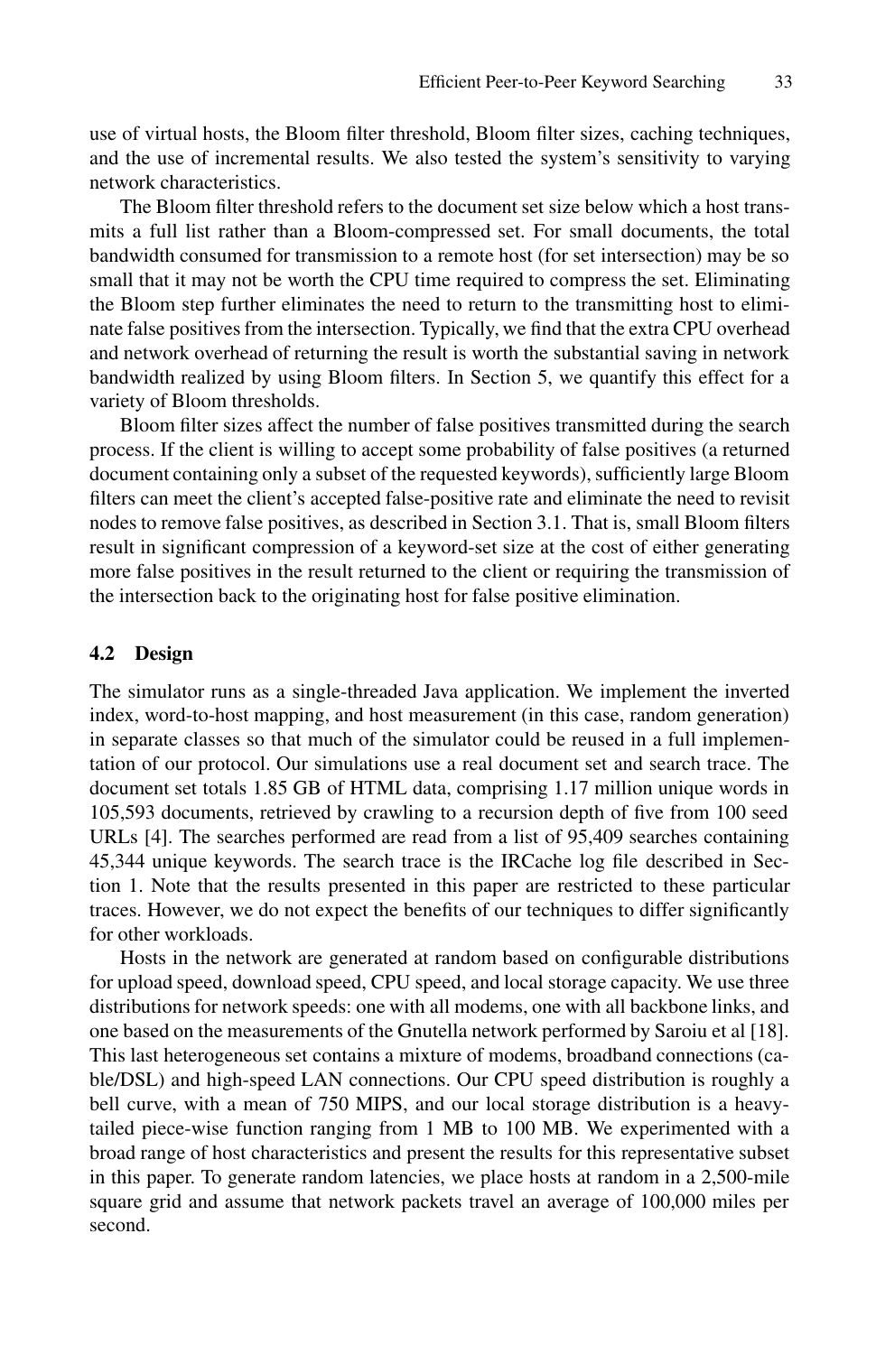use of virtual hosts, the Bloom filter threshold, Bloom filter sizes, caching techniques, and the use of incremental results. We also tested the system's sensitivity to varying network characteristics.

The Bloom filter threshold refers to the document set size below which a host transmits a full list rather than a Bloom-compressed set. For small documents, the total bandwidth consumed for transmission to a remote host (for set intersection) may be so small that it may not be worth the CPU time required to compress the set. Eliminating the Bloom step further eliminates the need to return to the transmitting host to eliminate false positives from the intersection. Typically, we find that the extra CPU overhead and network overhead of returning the result is worth the substantial saving in network bandwidth realized by using Bloom filters. In Section 5, we quantify this effect for a variety of Bloom thresholds.

Bloom filter sizes affect the number of false positives transmitted during the search process. If the client is willing to accept some probability of false positives (a returned document containing only a subset of the requested keywords), sufficiently large Bloom filters can meet the client's accepted false-positive rate and eliminate the need to revisit nodes to remove false positives, as described in Section 3.1. That is, small Bloom filters result in significant compression of a keyword-set size at the cost of either generating more false positives in the result returned to the client or requiring the transmission of the intersection back to the originating host for false positive elimination.

### 4.2 Design

The simulator runs as a single-threaded Java application. We implement the inverted index, word-to-host mapping, and host measurement (in this case, random generation) in separate classes so that much of the simulator could be reused in a full implementation of our protocol. Our simulations use a real document set and search trace. The document set totals 1.85 GB of HTML data, comprising 1.17 million unique words in 105,593 documents, retrieved by crawling to a recursion depth of five from 100 seed URLs [4]. The searches performed are read from a list of 95,409 searches containing 45,344 unique keywords. The search trace is the IRCache log file described in Section 1. Note that the results presented in this paper are restricted to these particular traces. However, we do not expect the benefits of our techniques to differ significantly for other workloads.

Hosts in the network are generated at random based on configurable distributions for upload speed, download speed, CPU speed, and local storage capacity. We use three distributions for network speeds: one with all modems, one with all backbone links, and one based on the measurements of the Gnutella network performed by Saroiu et al [18]. This last heterogeneous set contains a mixture of modems, broadband connections (cable/DSL) and high-speed LAN connections. Our CPU speed distribution is roughly a bell curve, with a mean of 750 MIPS, and our local storage distribution is a heavy-tailed piece-wise function ranging from 1 MB to 100 MB. We experimented with a broad range of host characteristics and present the results for this representative subset in this paper. To generate random latencies, we place hosts at random in a 2,500-mile square grid and assume that network packets travel an average of 100,000 miles per second.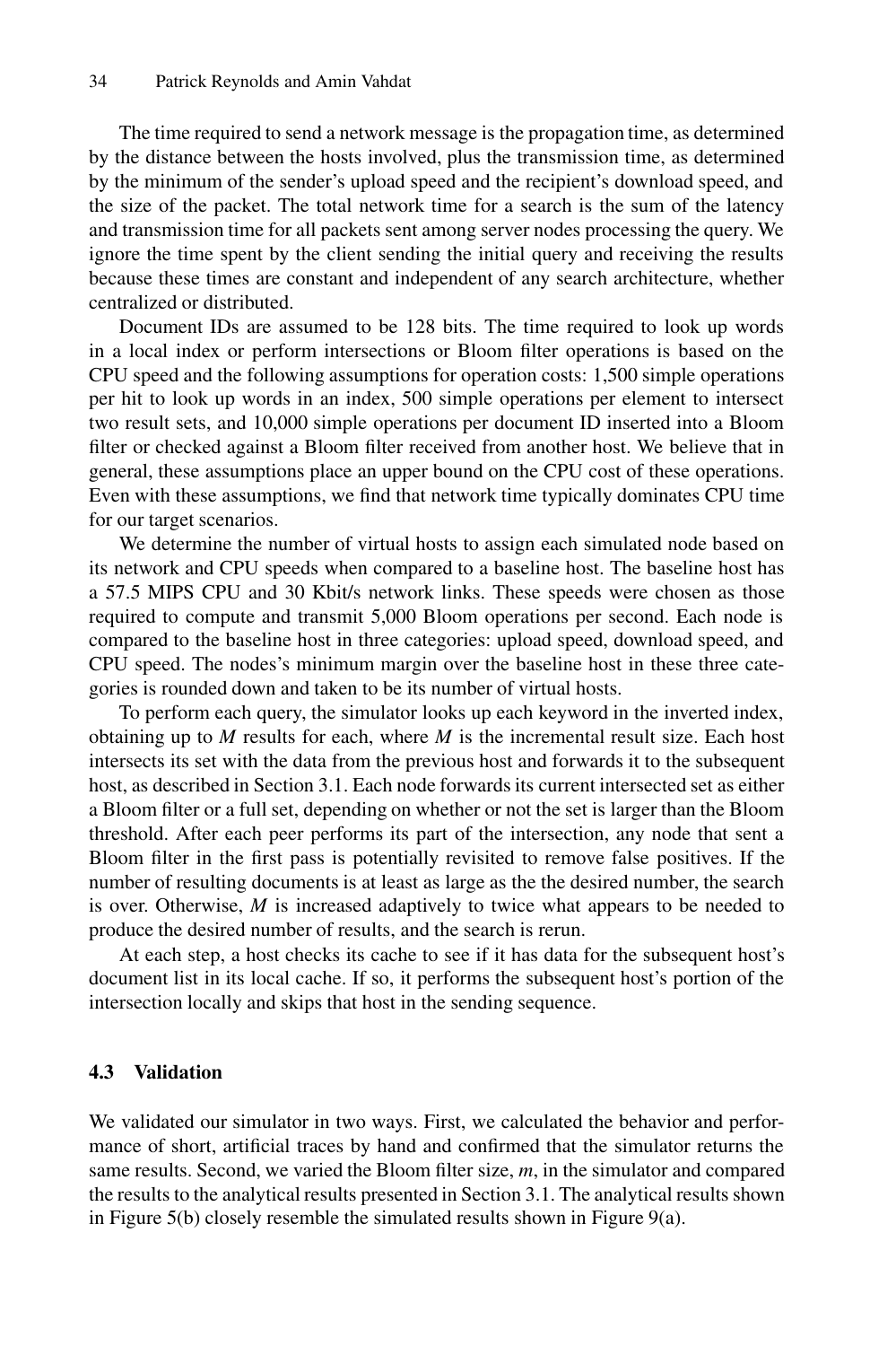The time required to send a network message is the propagation time, as determined by the distance between the hosts involved, plus the transmission time, as determined by the minimum of the sender's upload speed and the recipient's download speed, and the size of the packet. The total network time for a search is the sum of the latency and transmission time for all packets sent among server nodes processing the query. We ignore the time spent by the client sending the initial query and receiving the results because these times are constant and independent of any search architecture, whether centralized or distributed.

Document IDs are assumed to be 128 bits. The time required to look up words in a local index or perform intersections or Bloom filter operations is based on the CPU speed and the following assumptions for operation costs: 1,500 simple operations per hit to look up words in an index, 500 simple operations per element to intersect two result sets, and 10,000 simple operations per document ID inserted into a Bloom filter or checked against a Bloom filter received from another host. We believe that in general, these assumptions place an upper bound on the CPU cost of these operations. Even with these assumptions, we find that network time typically dominates CPU time for our target scenarios.

We determine the number of virtual hosts to assign each simulated node based on its network and CPU speeds when compared to a baseline host. The baseline host has a 57.5 MIPS CPU and 30 Kbit/s network links. These speeds were chosen as those required to compute and transmit 5,000 Bloom operations per second. Each node is compared to the baseline host in three categories: upload speed, download speed, and CPU speed. The nodes's minimum margin over the baseline host in these three categories is rounded down and taken to be its number of virtual hosts.

To perform each query, the simulator looks up each keyword in the inverted index, obtaining up to $M$ results for each, where $M$ is the incremental result size. Each host intersects its set with the data from the previous host and forwards it to the subsequent host, as described in Section 3.1. Each node forwards its current intersected set as either a Bloom filter or a full set, depending on whether or not the set is larger than the Bloom threshold. After each peer performs its part of the intersection, any node that sent a Bloom filter in the first pass is potentially revisited to remove false positives. If the number of resulting documents is at least as large as the the desired number, the search is over. Otherwise, $M$ is increased adaptively to twice what appears to be needed to produce the desired number of results, and the search is rerun.

At each step, a host checks its cache to see if it has data for the subsequent host's document list in its local cache. If so, it performs the subsequent host's portion of the intersection locally and skips that host in the sending sequence.

### 4.3 Validation

We validated our simulator in two ways. First, we calculated the behavior and performance of short, artificial traces by hand and confirmed that the simulator returns the same results. Second, we varied the Bloom filter size, $m$, in the simulator and compared the results to the analytical results presented in Section 3.1. The analytical results shown in Figure 5(b) closely resemble the simulated results shown in Figure 9(a).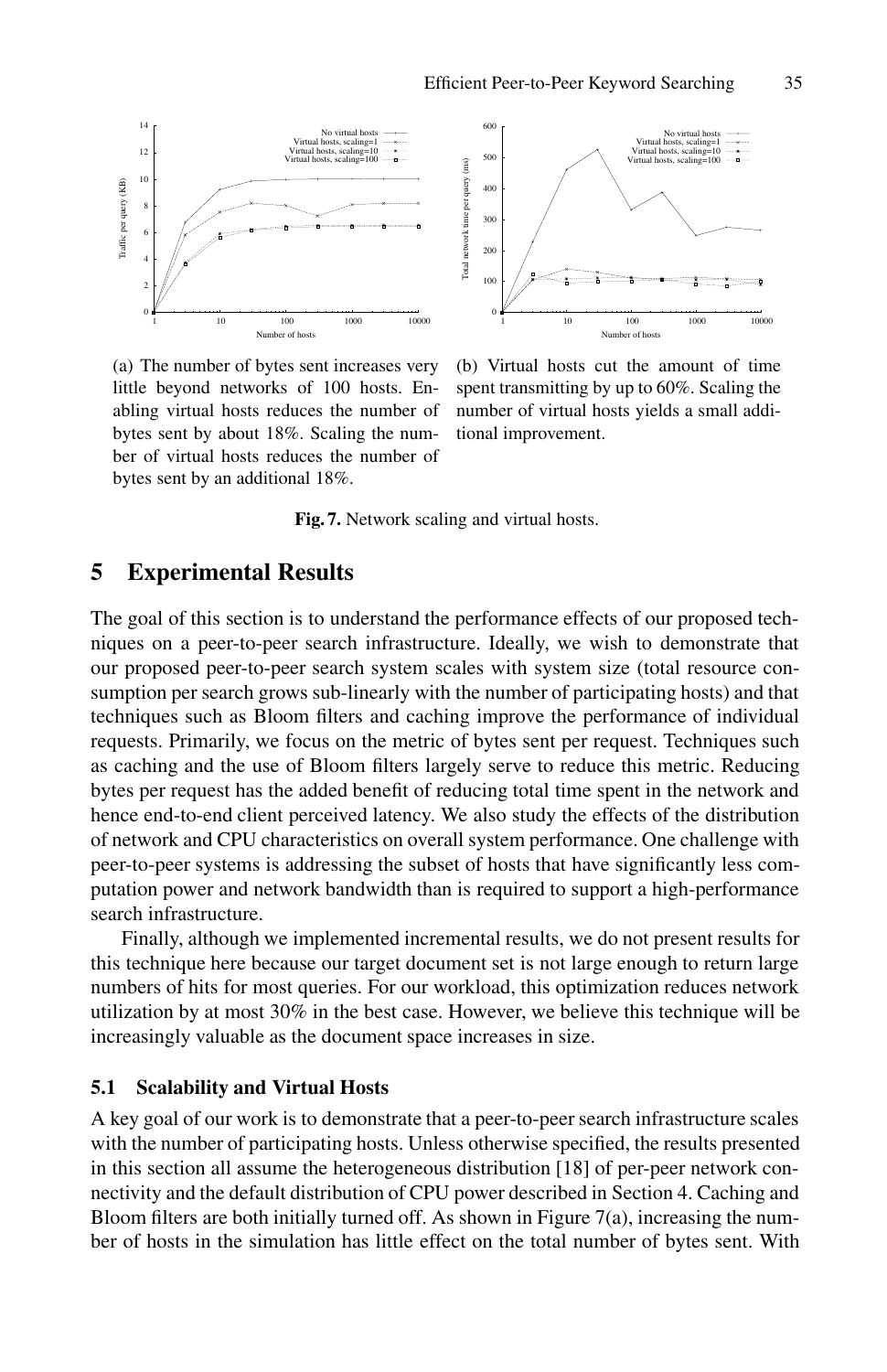(a) The number of bytes sent increases very little beyond networks of 100 hosts. Enabling virtual hosts reduces the number of bytes sent by about 18%. Scaling the number of virtual hosts reduces the number of bytes sent by an additional 18%.

(b) Virtual hosts cut the amount of time spent transmitting by up to 60%. Scaling the number of virtual hosts yields a small additional improvement.

**Fig. 7.** Network scaling and virtual hosts.

## 5 Experimental Results

The goal of this section is to understand the performance effects of our proposed techniques on a peer-to-peer search infrastructure. Ideally, we wish to demonstrate that our proposed peer-to-peer search system scales with system size (total resource consumption per search grows sub-linearly with the number of participating hosts) and that techniques such as Bloom filters and caching improve the performance of individual requests. Primarily, we focus on the metric of bytes sent per request. Techniques such as caching and the use of Bloom filters largely serve to reduce this metric. Reducing bytes per request has the added benefit of reducing total time spent in the network and hence end-to-end client perceived latency. We also study the effects of the distribution of network and CPU characteristics on overall system performance. One challenge with peer-to-peer systems is addressing the subset of hosts that have significantly less computation power and network bandwidth than is required to support a high-performance search infrastructure.

Finally, although we implemented incremental results, we do not present results for this technique here because our target document set is not large enough to return large numbers of hits for most queries. For our workload, this optimization reduces network utilization by at most 30% in the best case. However, we believe this technique will be increasingly valuable as the document space increases in size.

### 5.1 Scalability and Virtual Hosts

A key goal of our work is to demonstrate that a peer-to-peer search infrastructure scales with the number of participating hosts. Unless otherwise specified, the results presented in this section all assume the heterogeneous distribution [18] of per-peer network connectivity and the default distribution of CPU power described in Section 4. Caching and Bloom filters are both initially turned off. As shown in Figure 7(a), increasing the number of hosts in the simulation has little effect on the total number of bytes sent. With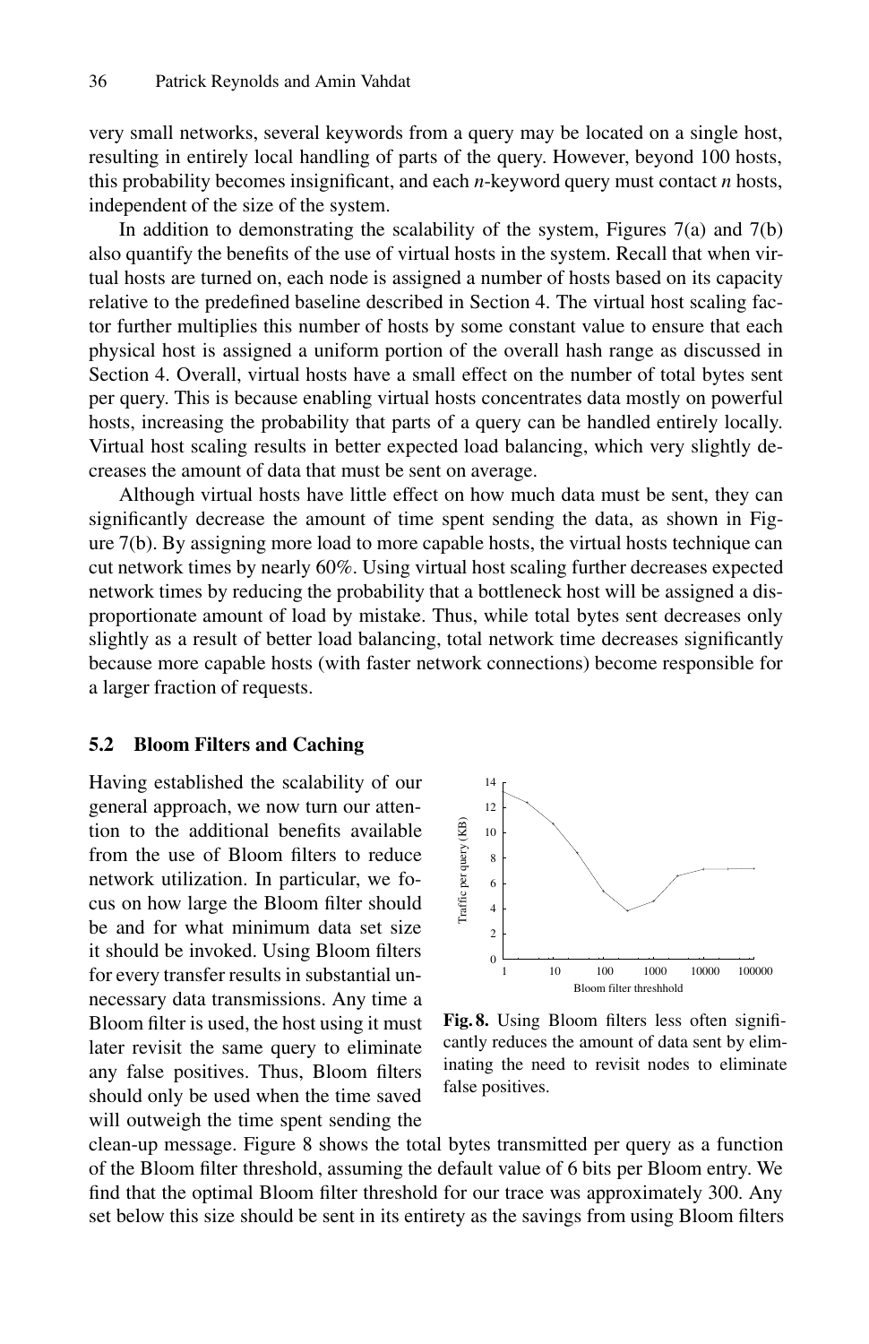very small networks, several keywords from a query may be located on a single host, resulting in entirely local handling of parts of the query. However, beyond 100 hosts, this probability becomes insignificant, and each *n*-keyword query must contact *n* hosts, independent of the size of the system.

In addition to demonstrating the scalability of the system, Figures 7(a) and 7(b) also quantify the benefits of the use of virtual hosts in the system. Recall that when virtual hosts are turned on, each node is assigned a number of hosts based on its capacity relative to the predefined baseline described in Section 4. The virtual host scaling factor further multiplies this number of hosts by some constant value to ensure that each physical host is assigned a uniform portion of the overall hash range as discussed in Section 4. Overall, virtual hosts have a small effect on the number of total bytes sent per query. This is because enabling virtual hosts concentrates data mostly on powerful hosts, increasing the probability that parts of a query can be handled entirely locally. Virtual host scaling results in better expected load balancing, which very slightly decreases the amount of data that must be sent on average.

Although virtual hosts have little effect on how much data must be sent, they can significantly decrease the amount of time spent sending the data, as shown in Figure 7(b). By assigning more load to more capable hosts, the virtual hosts technique can cut network times by nearly 60%. Using virtual host scaling further decreases expected network times by reducing the probability that a bottleneck host will be assigned a disproportionate amount of load by mistake. Thus, while total bytes sent decreases only slightly as a result of better load balancing, total network time decreases significantly because more capable hosts (with faster network connections) become responsible for a larger fraction of requests.

## 5.2 Bloom Filters and Caching

Having established the scalability of our general approach, we now turn our attention to the additional benefits available from the use of Bloom filters to reduce network utilization. In particular, we focus on how large the Bloom filter should be and for what minimum data set size it should be invoked. Using Bloom filters for every transfer results in substantial unnecessary data transmissions. Any time a Bloom filter is used, the host using it must later revisit the same query to eliminate any false positives. Thus, Bloom filters should only be used when the time saved will outweigh the time spent sending the clean-up message. Figure 8 shows the total bytes transmitted per query as a function of the Bloom filter threshold, assuming the default value of 6 bits per Bloom entry. We find that the optimal Bloom filter threshold for our trace was approximately 300. Any set below this size should be sent in its entirety as the savings from using Bloom filters

**Fig. 8.** Using Bloom filters less often significantly reduces the amount of data sent by eliminating the need to revisit nodes to eliminate false positives.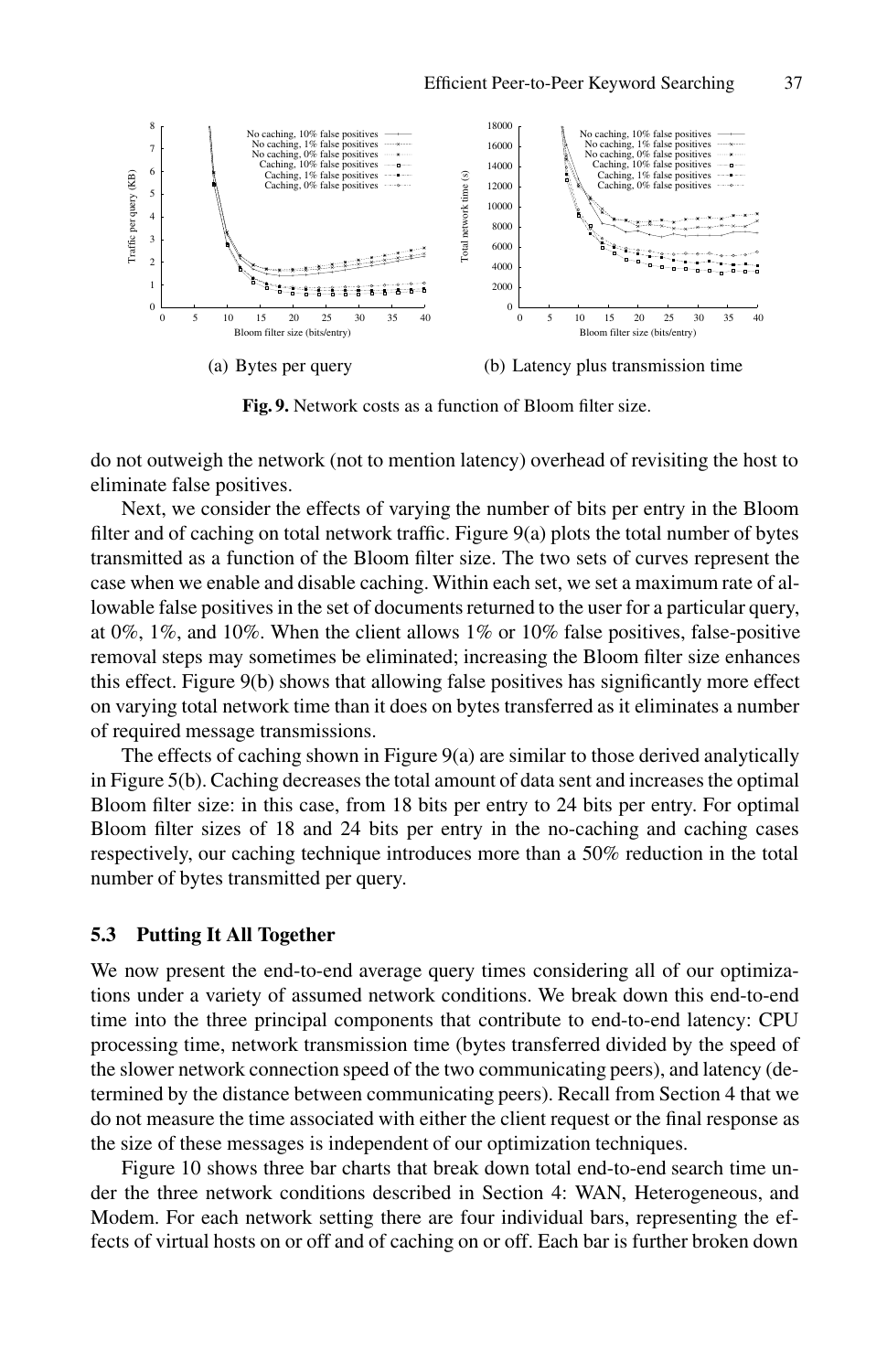(a) Bytes per query

(b) Latency plus transmission time

**Fig. 9.** Network costs as a function of Bloom filter size.

do not outweigh the network (not to mention latency) overhead of revisiting the host to eliminate false positives.

Next, we consider the effects of varying the number of bits per entry in the Bloom filter and of caching on total network traffic. Figure 9(a) plots the total number of bytes transmitted as a function of the Bloom filter size. The two sets of curves represent the case when we enable and disable caching. Within each set, we set a maximum rate of allowable false positives in the set of documents returned to the user for a particular query, at 0%, 1%, and 10%. When the client allows 1% or 10% false positives, false-positive removal steps may sometimes be eliminated; increasing the Bloom filter size enhances this effect. Figure 9(b) shows that allowing false positives has significantly more effect on varying total network time than it does on bytes transferred as it eliminates a number of required message transmissions.

The effects of caching shown in Figure 9(a) are similar to those derived analytically in Figure 5(b). Caching decreases the total amount of data sent and increases the optimal Bloom filter size: in this case, from 18 bits per entry to 24 bits per entry. For optimal Bloom filter sizes of 18 and 24 bits per entry in the no-caching and caching cases respectively, our caching technique introduces more than a 50% reduction in the total number of bytes transmitted per query.

### 5.3 Putting It All Together

We now present the end-to-end average query times considering all of our optimizations under a variety of assumed network conditions. We break down this end-to-end time into the three principal components that contribute to end-to-end latency: CPU processing time, network transmission time (bytes transferred divided by the speed of the slower network connection speed of the two communicating peers), and latency (determined by the distance between communicating peers). Recall from Section 4 that we do not measure the time associated with either the client request or the final response as the size of these messages is independent of our optimization techniques.

Figure 10 shows three bar charts that break down total end-to-end search time under the three network conditions described in Section 4: WAN, Heterogeneous, and Modem. For each network setting there are four individual bars, representing the effects of virtual hosts on or off and of caching on or off. Each bar is further broken down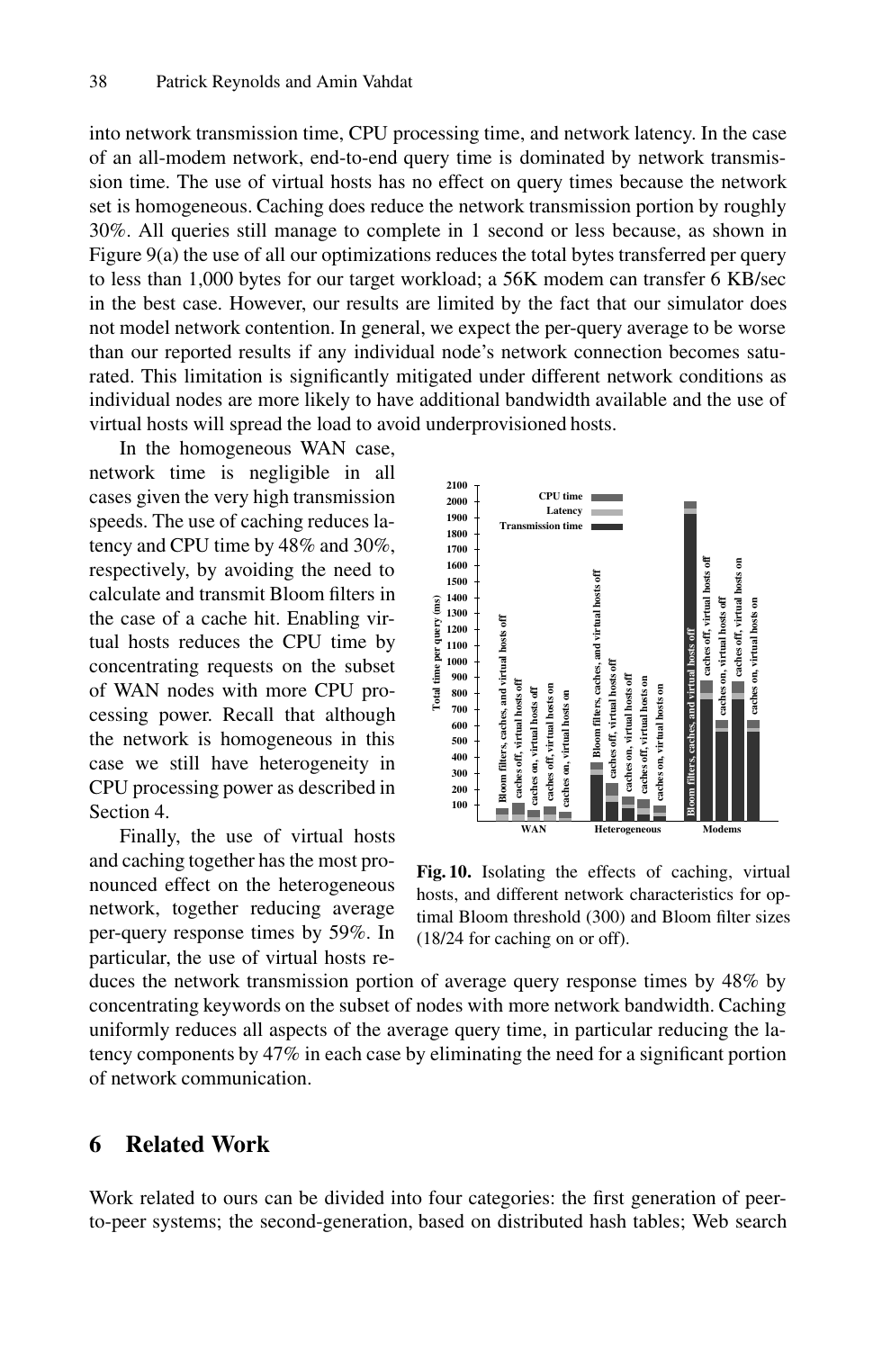into network transmission time, CPU processing time, and network latency. In the case of an all-modem network, end-to-end query time is dominated by network transmission time. The use of virtual hosts has no effect on query times because the network set is homogeneous. Caching does reduce the network transmission portion by roughly 30%. All queries still manage to complete in 1 second or less because, as shown in Figure 9(a) the use of all our optimizations reduces the total bytes transferred per query to less than 1,000 bytes for our target workload; a 56K modem can transfer 6 KB/sec in the best case. However, our results are limited by the fact that our simulator does not model network contention. In general, we expect the per-query average to be worse than our reported results if any individual node's network connection becomes saturated. This limitation is significantly mitigated under different network conditions as individual nodes are more likely to have additional bandwidth available and the use of virtual hosts will spread the load to avoid underprovisioned hosts.

In the homogeneous WAN case, network time is negligible in all cases given the very high transmission speeds. The use of caching reduces latency and CPU time by 48% and 30%, respectively, by avoiding the need to calculate and transmit Bloom filters in the case of a cache hit. Enabling virtual hosts reduces the CPU time by concentrating requests on the subset of WAN nodes with more CPU processing power. Recall that although the network is homogeneous in this case we still have heterogeneity in CPU processing power as described in Section 4.

Finally, the use of virtual hosts and caching together has the most pronounced effect on the heterogeneous network, together reducing average per-query response times by 59%. In particular, the use of virtual hosts reduces the network transmission portion of average query response times by 48% by concentrating keywords on the subset of nodes with more network bandwidth. Caching uniformly reduces all aspects of the average query time, in particular reducing the latency components by 47% in each case by eliminating the need for a significant portion of network communication.

**Fig. 10.** Isolating the effects of caching, virtual hosts, and different network characteristics for optimal Bloom threshold (300) and Bloom filter sizes (18/24 for caching on or off).

## 6 Related Work

Work related to ours can be divided into four categories: the first generation of peer-to-peer systems; the second-generation, based on distributed hash tables; Web search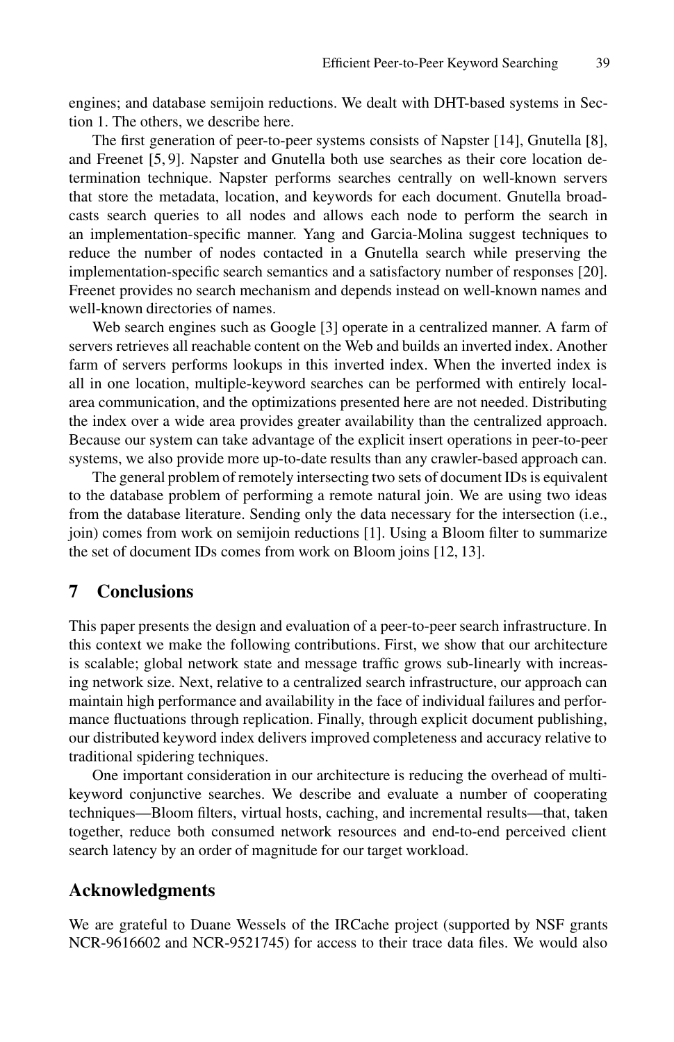engines; and database semijoin reductions. We dealt with DHT-based systems in Section 1. The others, we describe here.

The first generation of peer-to-peer systems consists of Napster [14], Gnutella [8], and Freenet [5, 9]. Napster and Gnutella both use searches as their core location determination technique. Napster performs searches centrally on well-known servers that store the metadata, location, and keywords for each document. Gnutella broadcasts search queries to all nodes and allows each node to perform the search in an implementation-specific manner. Yang and Garcia-Molina suggest techniques to reduce the number of nodes contacted in a Gnutella search while preserving the implementation-specific search semantics and a satisfactory number of responses [20]. Freenet provides no search mechanism and depends instead on well-known names and well-known directories of names.

Web search engines such as Google [3] operate in a centralized manner. A farm of servers retrieves all reachable content on the Web and builds an inverted index. Another farm of servers performs lookups in this inverted index. When the inverted index is all in one location, multiple-keyword searches can be performed with entirely local-area communication, and the optimizations presented here are not needed. Distributing the index over a wide area provides greater availability than the centralized approach. Because our system can take advantage of the explicit insert operations in peer-to-peer systems, we also provide more up-to-date results than any crawler-based approach can.

The general problem of remotely intersecting two sets of document IDs is equivalent to the database problem of performing a remote natural join. We are using two ideas from the database literature. Sending only the data necessary for the intersection (i.e., join) comes from work on semijoin reductions [1]. Using a Bloom filter to summarize the set of document IDs comes from work on Bloom joins [12, 13].

## 7 Conclusions

This paper presents the design and evaluation of a peer-to-peer search infrastructure. In this context we make the following contributions. First, we show that our architecture is scalable; global network state and message traffic grows sub-linearly with increasing network size. Next, relative to a centralized search infrastructure, our approach can maintain high performance and availability in the face of individual failures and performance fluctuations through replication. Finally, through explicit document publishing, our distributed keyword index delivers improved completeness and accuracy relative to traditional spidering techniques.

One important consideration in our architecture is reducing the overhead of multi-keyword conjunctive searches. We describe and evaluate a number of cooperating techniques—Bloom filters, virtual hosts, caching, and incremental results—that, taken together, reduce both consumed network resources and end-to-end perceived client search latency by an order of magnitude for our target workload.

## Acknowledgments

We are grateful to Duane Wessels of the IRCache project (supported by NSF grants NCR-9616602 and NCR-9521745) for access to their trace data files. We would also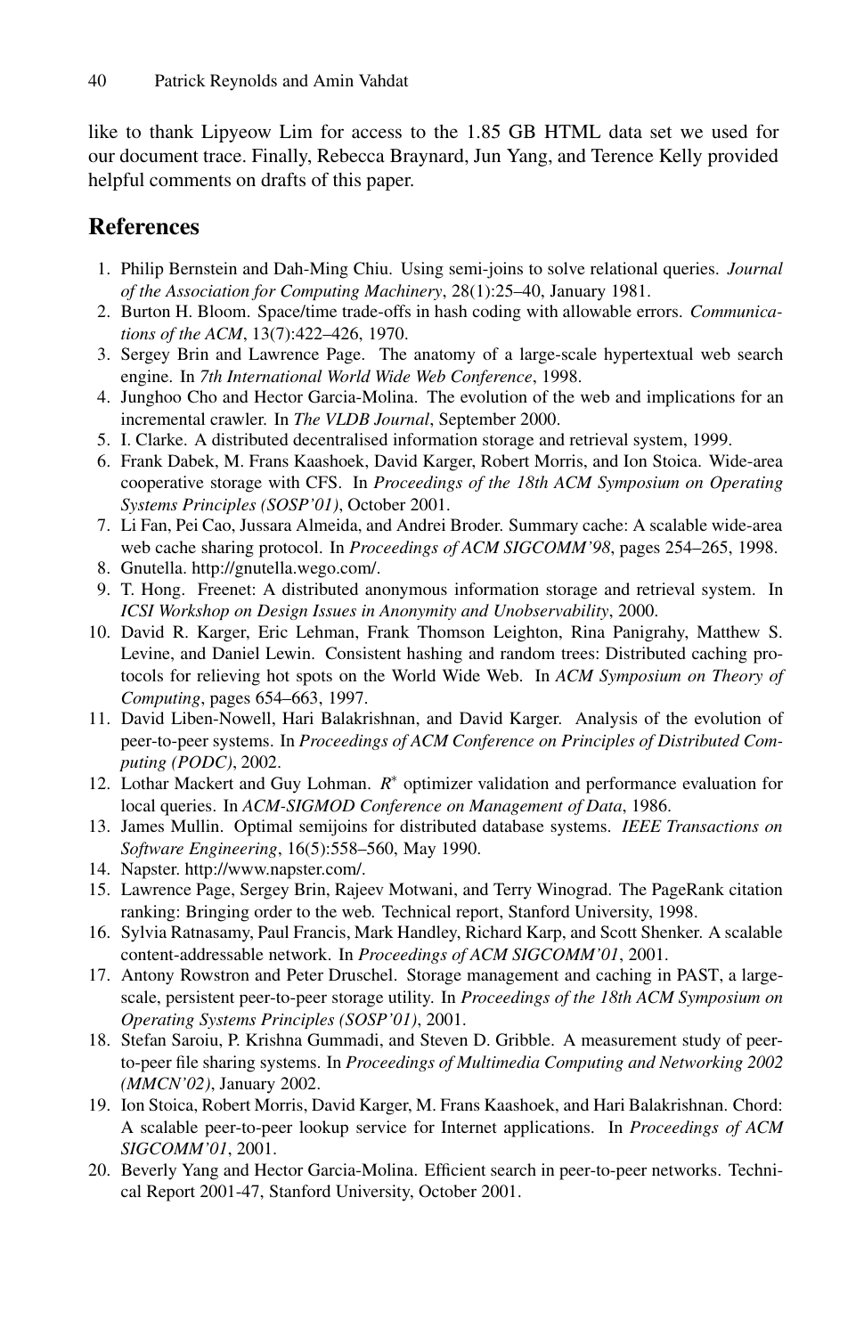like to thank Lipyeow Lim for access to the 1.85 GB HTML data set we used for our document trace. Finally, Rebecca Braynard, Jun Yang, and Terence Kelly provided helpful comments on drafts of this paper.

## References

1. Philip Bernstein and Dah-Ming Chiu. Using semi-joins to solve relational queries. *Journal of the Association for Computing Machinery*, 28(1):25–40, January 1981.
2. Burton H. Bloom. Space/time trade-offs in hash coding with allowable errors. *Communications of the ACM*, 13(7):422–426, 1970.
3. Sergey Brin and Lawrence Page. The anatomy of a large-scale hypertextual web search engine. In *7th International World Wide Web Conference*, 1998.
4. Junghoo Cho and Hector Garcia-Molina. The evolution of the web and implications for an incremental crawler. In *The VLDB Journal*, September 2000.
5. I. Clarke. A distributed decentralised information storage and retrieval system, 1999.
6. Frank Dabek, M. Frans Kaashoek, David Karger, Robert Morris, and Ion Stoica. Wide-area cooperative storage with CFS. In *Proceedings of the 18th ACM Symposium on Operating Systems Principles (SOSP'01)*, October 2001.
7. Li Fan, Pei Cao, Jussara Almeida, and Andrei Broder. Summary cache: A scalable wide-area web cache sharing protocol. In *Proceedings of ACM SIGCOMM'98*, pages 254–265, 1998.
8. Gnutella. http://gnutella.wego.com/.
9. T. Hong. Freenet: A distributed anonymous information storage and retrieval system. In *ICSI Workshop on Design Issues in Anonymity and Unobservability*, 2000.
10. David R. Karger, Eric Lehman, Frank Thomson Leighton, Rina Panigrahy, Matthew S. Levine, and Daniel Lewin. Consistent hashing and random trees: Distributed caching protocols for relieving hot spots on the World Wide Web. In *ACM Symposium on Theory of Computing*, pages 654–663, 1997.
11. David Liben-Nowell, Hari Balakrishnan, and David Karger. Analysis of the evolution of peer-to-peer systems. In *Proceedings of ACM Conference on Principles of Distributed Computing (PODC)*, 2002.
12. Lothar Mackert and Guy Lohman. $R^*$ optimizer validation and performance evaluation for local queries. In *ACM-SIGMOD Conference on Management of Data*, 1986.
13. James Mullin. Optimal semijoins for distributed database systems. *IEEE Transactions on Software Engineering*, 16(5):558–560, May 1990.
14. Napster. http://www.napster.com/.
15. Lawrence Page, Sergey Brin, Rajeev Motwani, and Terry Winograd. The PageRank citation ranking: Bringing order to the web. Technical report, Stanford University, 1998.
16. Sylvia Ratnasamy, Paul Francis, Mark Handley, Richard Karp, and Scott Shenker. A scalable content-addressable network. In *Proceedings of ACM SIGCOMM'01*, 2001.
17. Antony Rowstron and Peter Druschel. Storage management and caching in PAST, a large-scale, persistent peer-to-peer storage utility. In *Proceedings of the 18th ACM Symposium on Operating Systems Principles (SOSP'01)*, 2001.
18. Stefan Saroiu, P. Krishna Gummadi, and Steven D. Gribble. A measurement study of peer-to-peer file sharing systems. In *Proceedings of Multimedia Computing and Networking 2002 (MMCN'02)*, January 2002.
19. Ion Stoica, Robert Morris, David Karger, M. Frans Kaashoek, and Hari Balakrishnan. Chord: A scalable peer-to-peer lookup service for Internet applications. In *Proceedings of ACM SIGCOMM'01*, 2001.
20. Beverly Yang and Hector Garcia-Molina. Efficient search in peer-to-peer networks. Technical Report 2001-47, Stanford University, October 2001.